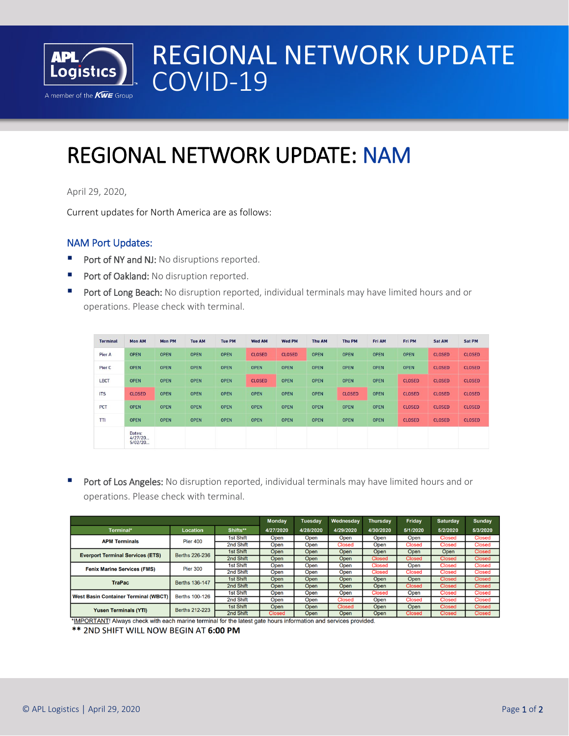# REGIONAL NETWORK UPDATE COVID-19

## REGIONAL NETWORK UPDATE: NAM

April 29, 2020,

Current updates for North America are as follows:

### NAM Port Updates:

- **Port of NY and NJ:** No disruptions reported.
- **Port of Oakland:** No disruption reported.
- **Port of Long Beach:** No disruption reported, individual terminals may have limited hours and or operations. Please check with terminal.

| Terminal | Mon AM | Mon PM | Tue AM | Tue PM | Wed AM | Wed PM | Thu AM | Thu PM | Fri AM | Fri PM | Sat AM | Sat PM |
|---|---|---|---|---|---|---|---|---|---|---|---|---|
| Pier A | OPEN | OPEN | OPEN | OPEN | CLOSED | CLOSED | OPEN | OPEN | OPEN | OPEN | CLOSED | CLOSED |
| Pier C | OPEN | OPEN | OPEN | OPEN | OPEN | OPEN | OPEN | OPEN | OPEN | OPEN | CLOSED | CLOSED |
| LBCT | OPEN | OPEN | OPEN | OPEN | CLOSED | OPEN | OPEN | OPEN | OPEN | CLOSED | CLOSED | CLOSED |
| ITS | CLOSED | OPEN | OPEN | OPEN | OPEN | OPEN | OPEN | CLOSED | OPEN | CLOSED | CLOSED | CLOSED |
| PCT | OPEN | OPEN | OPEN | OPEN | OPEN | OPEN | OPEN | OPEN | OPEN | CLOSED | CLOSED | CLOSED |
| TTI | OPEN | OPEN | OPEN | OPEN | OPEN | OPEN | OPEN | OPEN | OPEN | CLOSED | CLOSED | CLOSED |
| | Dates: 4/27/20... 5/02/20... | | | | | | | | | | | |

- **Port of Los Angeles:** No disruption reported, individual terminals may have limited hours and or operations. Please check with terminal.

| Terminal* | Location | Shifts** | Monday 4/27/2020 | Tuesday 4/28/2020 | Wednesday 4/29/2020 | Thursday 4/30/2020 | Friday 5/1/2020 | Saturday 5/2/2020 | Sunday 5/3/2020 |
|---|---|---|---|---|---|---|---|---|---|
| APM Terminals | Pier 400 | 1st Shift | Open | Open | Open | Open | Open | Closed | Closed |
| | | 2nd Shift | Open | Open | Closed | Open | Closed | Closed | Closed |
| Everport Terminal Services (ETS) | Berths 226-236 | 1st Shift | Open | Open | Open | Open | Open | Open | Closed |
| | | 2nd Shift | Open | Open | Open | Closed | Closed | Closed | Closed |
| Fenix Marine Services (FMS) | Pier 300 | 1st Shift | Open | Open | Open | Closed | Open | Closed | Closed |
| | | 2nd Shift | Open | Open | Open | Closed | Closed | Closed | Closed |
| TraPac | Berths 136-147 | 1st Shift | Open | Open | Open | Open | Open | Closed | Closed |
| | | 2nd Shift | Open | Open | Open | Open | Closed | Closed | Closed |
| West Basin Container Terminal (WBCT) | Berths 100-126 | 1st Shift | Open | Open | Open | Closed | Open | Closed | Closed |
| | | 2nd Shift | Open | Open | Closed | Open | Closed | Closed | Closed |
| Yusen Terminals (YTI) | Berths 212-223 | 1st Shift | Open | Open | Closed | Open | Open | Closed | Closed |
| | | 2nd Shift | Closed | Open | Open | Open | Closed | Closed | Closed |

*IMPORTANT! Always check with each marine terminal for the latest gate hours information and services provided.

** 2ND SHIFT WILL NOW BEGIN AT **6:00 PM**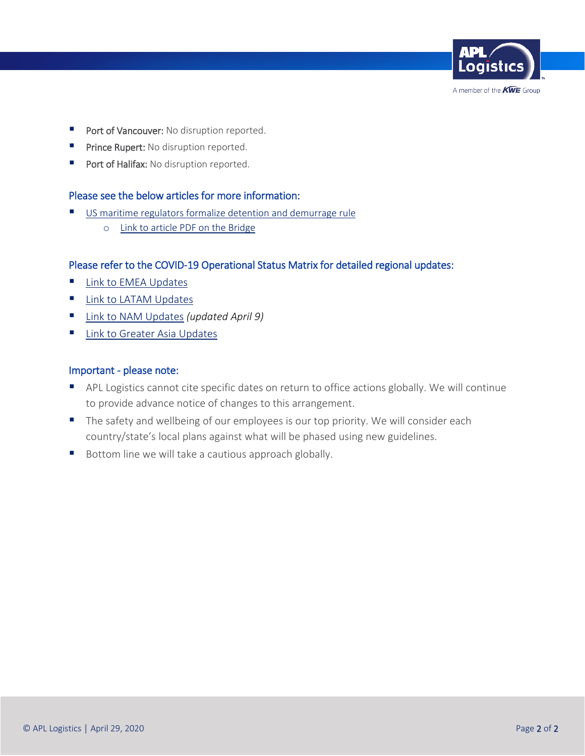- **Port of Vancouver:** No disruption reported.
- **Prince Rupert:** No disruption reported.
- **Port of Halifax:** No disruption reported.

## Please see the below articles for more information:

- US maritime regulators formalize detention and demurrage rule
  - Link to article PDF on the Bridge

## Please refer to the COVID-19 Operational Status Matrix for detailed regional updates:

- Link to EMEA Updates
- Link to LATAM Updates
- Link to NAM Updates *(updated April 9)*
- Link to Greater Asia Updates

## Important - please note:

- APL Logistics cannot cite specific dates on return to office actions globally. We will continue to provide advance notice of changes to this arrangement.
- The safety and wellbeing of our employees is our top priority. We will consider each country/state's local plans against what will be phased using new guidelines.
- Bottom line we will take a cautious approach globally.